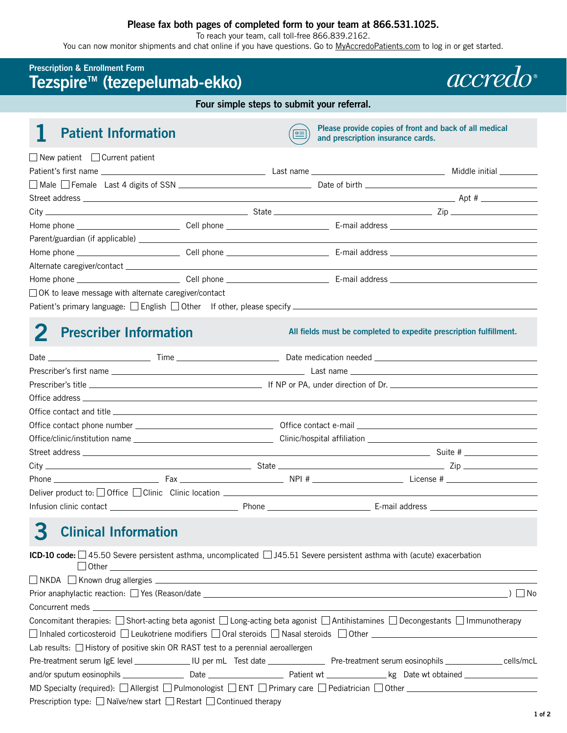**Please fax both pages of completed form to your team at 866.531.1025.**

To reach your team, call toll-free 866.839.2162.

You can now monitor shipments and chat online if you have questions. Go to MyAccredoPatients.com to log in or get started.

Prescription & Enrollment Form

# Tezspire™ (tezepelumab-ekko)

accredo®

**Four simple steps to submit your referral.**

## 1 Patient Information

**Please provide copies of front and back of all medical and prescription insurance cards.**

☐ New patient ☐ Current patient

Patient's first name ____________ Last name ____________ Middle initial ____

☐ Male ☐ Female Last 4 digits of SSN ____________ Date of birth ____________

Street address ____________ Apt # ____

City ____________ State ____________ Zip ____________

Home phone ____________ Cell phone ____________ E-mail address ____________

Parent/guardian (if applicable) ____________

Home phone ____________ Cell phone ____________ E-mail address ____________

Alternate caregiver/contact ____________

Home phone ____________ Cell phone ____________ E-mail address ____________

☐ OK to leave message with alternate caregiver/contact

Patient's primary language: ☐ English ☐ Other If other, please specify ____________

## 2 Prescriber Information

**All fields must be completed to expedite prescription fulfillment.**

Date ____________ Time ____________ Date medication needed ____________

Prescriber's first name ____________ Last name ____________

Prescriber's title ____________ If NP or PA, under direction of Dr. ____________

Office address ____________

Office contact and title ____________

Office contact phone number ____________ Office contact e-mail ____________

Office/clinic/institution name ____________ Clinic/hospital affiliation ____________

Street address ____________ Suite # ____________

City ____________ State ____________ Zip ____________

Phone ____________ Fax ____________ NPI # ____________ License # ____________

Deliver product to: ☐ Office ☐ Clinic Clinic location ____________

Infusion clinic contact ____________ Phone ____________ E-mail address ____________

## 3 Clinical Information

**ICD-10 code:** ☐ 45.50 Severe persistent asthma, uncomplicated ☐ J45.51 Severe persistent asthma with (acute) exacerbation
☐ Other ____________

☐ NKDA ☐ Known drug allergies ____________

Prior anaphylactic reaction: ☐ Yes (Reason/date ____________ ) ☐ No

Concurrent meds ____________

Concomitant therapies: ☐ Short-acting beta agonist ☐ Long-acting beta agonist ☐ Antihistamines ☐ Decongestants ☐ Immunotherapy
☐ Inhaled corticosteroid ☐ Leukotriene modifiers ☐ Oral steroids ☐ Nasal steroids ☐ Other ____________

Lab results: ☐ History of positive skin OR RAST test to a perennial aeroallergen

Pre-treatment serum IgE level ____________ IU per mL Test date ____________ Pre-treatment serum eosinophils ____________ cells/mcL

and/or sputum eosinophils ____________ Date ____________ Patient wt ____________ kg Date wt obtained ____________

MD Specialty (required): ☐ Allergist ☐ Pulmonologist ☐ ENT ☐ Primary care ☐ Pediatrician ☐ Other ____________

Prescription type: ☐ Naïve/new start ☐ Restart ☐ Continued therapy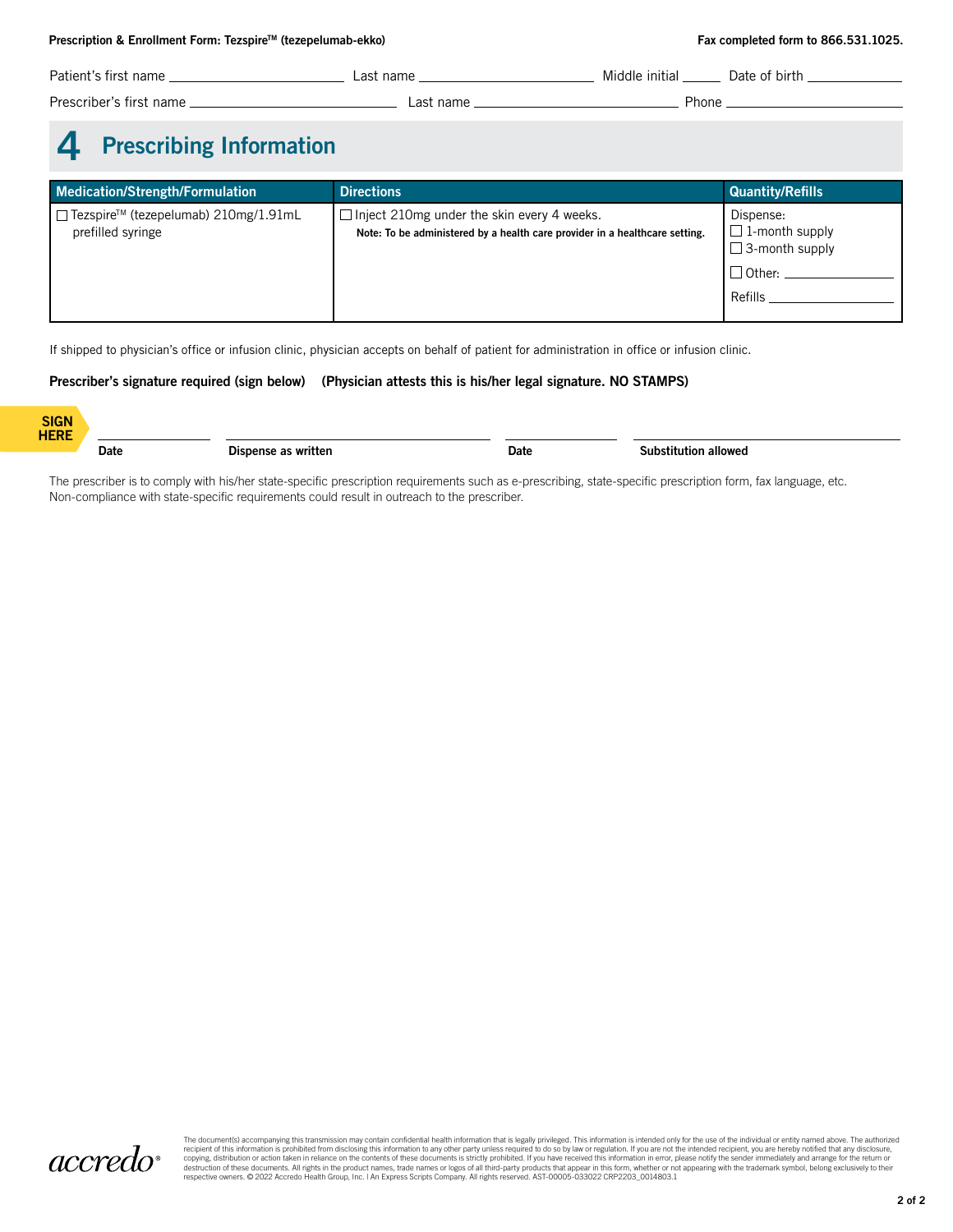Prescription & Enrollment Form: Tezspire™ (tezepelumab-ekko)

Fax completed form to 866.531.1025.

Patient's first name ______________________ Last name ______________________ Middle initial _____ Date of birth ____________

Prescriber's first name __________________________ Last name __________________________ Phone ______________________

## 4 Prescribing Information

| Medication/Strength/Formulation | Directions | Quantity/Refills |
|---|---|---|
| ☐ Tezspire™ (tezepelumab) 210mg/1.91mL prefilled syringe | ☐ Inject 210mg under the skin every 4 weeks.<br>**Note: To be administered by a health care provider in a healthcare setting.** | Dispense:<br>☐ 1-month supply<br>☐ 3-month supply<br>☐ Other: ____________<br>Refills ____________ |

If shipped to physician's office or infusion clinic, physician accepts on behalf of patient for administration in office or infusion clinic.

**Prescriber's signature required (sign below) (Physician attests this is his/her legal signature. NO STAMPS)**

**SIGN HERE**

____________ ______________________________ ____________ ______________________________

**Date** **Dispense as written** **Date** **Substitution allowed**

The prescriber is to comply with his/her state-specific prescription requirements such as e-prescribing, state-specific prescription form, fax language, etc. Non-compliance with state-specific requirements could result in outreach to the prescriber.

accredo®

The document(s) accompanying this transmission may contain confidential health information that is legally privileged. This information is intended only for the use of the individual or entity named above. The authorized recipient of this information is prohibited from disclosing this information to any other party unless required to do so by law or regulation. If you are not the intended recipient, you are hereby notified that any disclosure, copying, distribution or action taken in reliance on the contents of these documents is strictly prohibited. If you have received this information in error, please notify the sender immediately and arrange for the return or destruction of these documents. All rights in the product names, trade names or logos of all third-party products that appear in this form, whether or not appearing with the trademark symbol, belong exclusively to their respective owners. © 2022 Accredo Health Group, Inc. | An Express Scripts Company. All rights reserved. AST-00005-033022 CRP2203_0014803.1